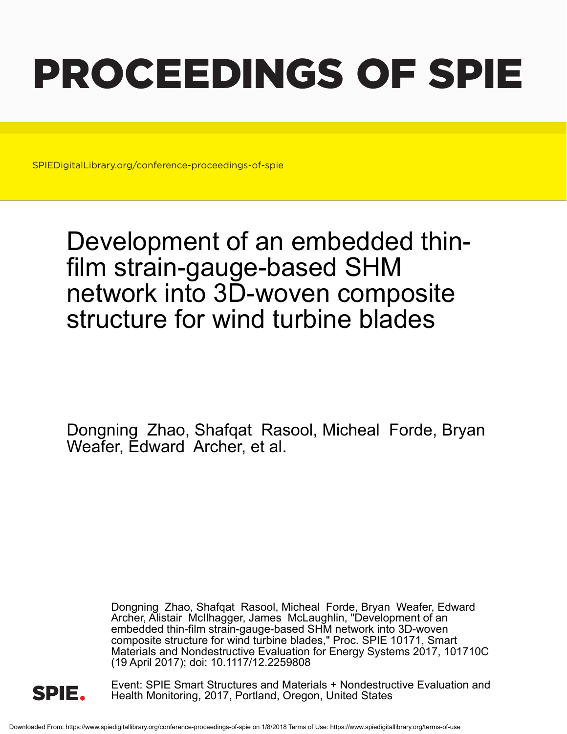# PROCEEDINGS OF SPIE

SPIEDigitalLibrary.org/conference-proceedings-of-spie

## Development of an embedded thin-film strain-gauge-based SHM network into 3D-woven composite structure for wind turbine blades

Dongning Zhao, Shafqat Rasool, Micheal Forde, Bryan Weafer, Edward Archer, et al.

Dongning Zhao, Shafqat Rasool, Micheal Forde, Bryan Weafer, Edward Archer, Alistair McIlhagger, James McLaughlin, "Development of an embedded thin-film strain-gauge-based SHM network into 3D-woven composite structure for wind turbine blades," Proc. SPIE 10171, Smart Materials and Nondestructive Evaluation for Energy Systems 2017, 101710C (19 April 2017); doi: 10.1117/12.2259808

SPIE.

Event: SPIE Smart Structures and Materials + Nondestructive Evaluation and Health Monitoring, 2017, Portland, Oregon, United States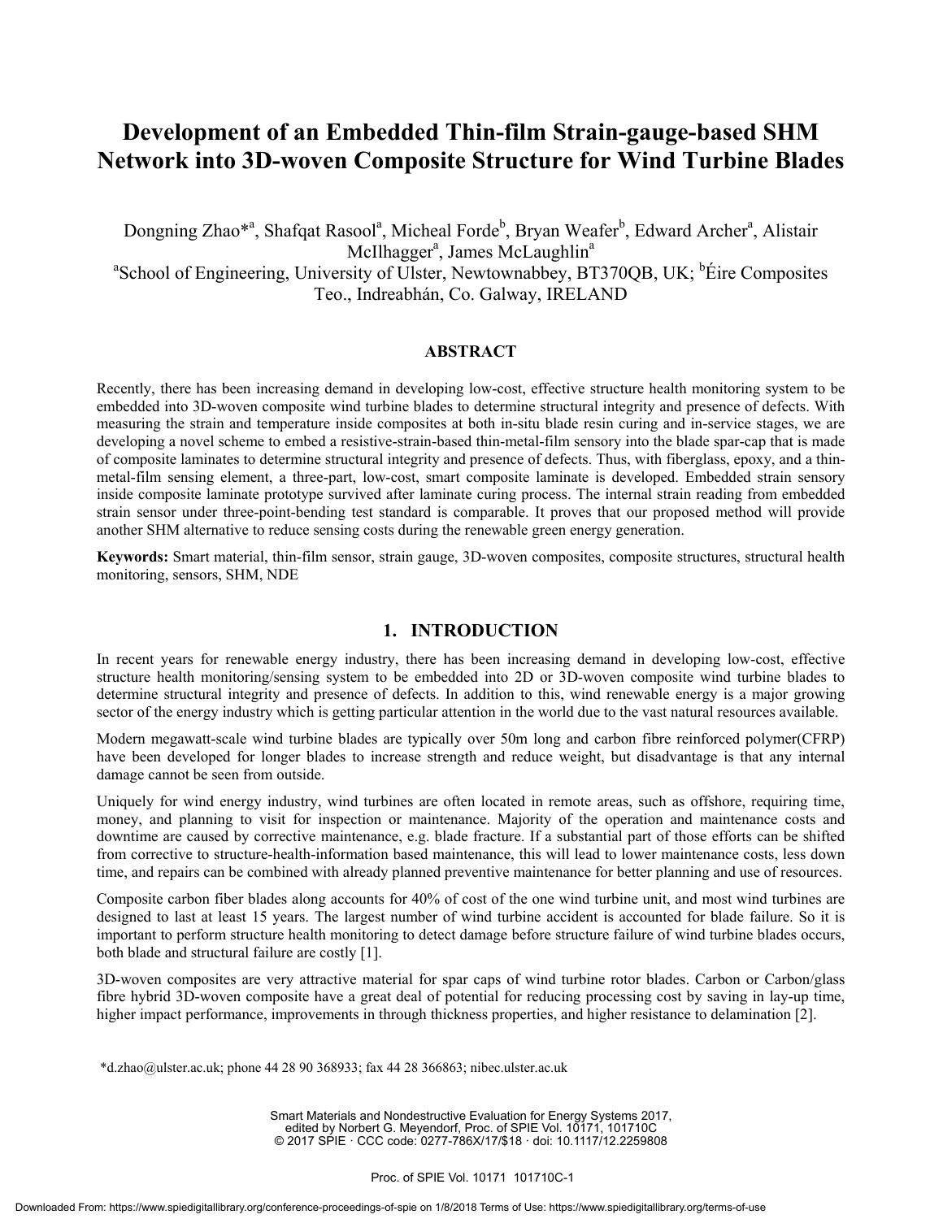# Development of an Embedded Thin-film Strain-gauge-based SHM Network into 3D-woven Composite Structure for Wind Turbine Blades

Dongning Zhao*[a], Shafqat Rasool[a], Micheal Forde[b], Bryan Weafer[b], Edward Archer[a], Alistair McIlhagger[a], James McLaughlin[a]

[a]School of Engineering, University of Ulster, Newtownabbey, BT370QB, UK; [b]Éire Composites Teo., Indreabhán, Co. Galway, IRELAND

## ABSTRACT

Recently, there has been increasing demand in developing low-cost, effective structure health monitoring system to be embedded into 3D-woven composite wind turbine blades to determine structural integrity and presence of defects. With measuring the strain and temperature inside composites at both in-situ blade resin curing and in-service stages, we are developing a novel scheme to embed a resistive-strain-based thin-metal-film sensory into the blade spar-cap that is made of composite laminates to determine structural integrity and presence of defects. Thus, with fiberglass, epoxy, and a thin-metal-film sensing element, a three-part, low-cost, smart composite laminate is developed. Embedded strain sensory inside composite laminate prototype survived after laminate curing process. The internal strain reading from embedded strain sensor under three-point-bending test standard is comparable. It proves that our proposed method will provide another SHM alternative to reduce sensing costs during the renewable green energy generation.

**Keywords:** Smart material, thin-film sensor, strain gauge, 3D-woven composites, composite structures, structural health monitoring, sensors, SHM, NDE

## 1. INTRODUCTION

In recent years for renewable energy industry, there has been increasing demand in developing low-cost, effective structure health monitoring/sensing system to be embedded into 2D or 3D-woven composite wind turbine blades to determine structural integrity and presence of defects. In addition to this, wind renewable energy is a major growing sector of the energy industry which is getting particular attention in the world due to the vast natural resources available.

Modern megawatt-scale wind turbine blades are typically over 50m long and carbon fibre reinforced polymer(CFRP) have been developed for longer blades to increase strength and reduce weight, but disadvantage is that any internal damage cannot be seen from outside.

Uniquely for wind energy industry, wind turbines are often located in remote areas, such as offshore, requiring time, money, and planning to visit for inspection or maintenance. Majority of the operation and maintenance costs and downtime are caused by corrective maintenance, e.g. blade fracture. If a substantial part of those efforts can be shifted from corrective to structure-health-information based maintenance, this will lead to lower maintenance costs, less down time, and repairs can be combined with already planned preventive maintenance for better planning and use of resources.

Composite carbon fiber blades along accounts for 40% of cost of the one wind turbine unit, and most wind turbines are designed to last at least 15 years. The largest number of wind turbine accident is accounted for blade failure. So it is important to perform structure health monitoring to detect damage before structure failure of wind turbine blades occurs, both blade and structural failure are costly [1].

3D-woven composites are very attractive material for spar caps of wind turbine rotor blades. Carbon or Carbon/glass fibre hybrid 3D-woven composite have a great deal of potential for reducing processing cost by saving in lay-up time, higher impact performance, improvements in through thickness properties, and higher resistance to delamination [2].

*d.zhao@ulster.ac.uk; phone 44 28 90 368933; fax 44 28 366863; nibec.ulster.ac.uk

Smart Materials and Nondestructive Evaluation for Energy Systems 2017, edited by Norbert G. Meyendorf, Proc. of SPIE Vol. 10171, 101710C © 2017 SPIE · CCC code: 0277-786X/17/$18 · doi: 10.1117/12.2259808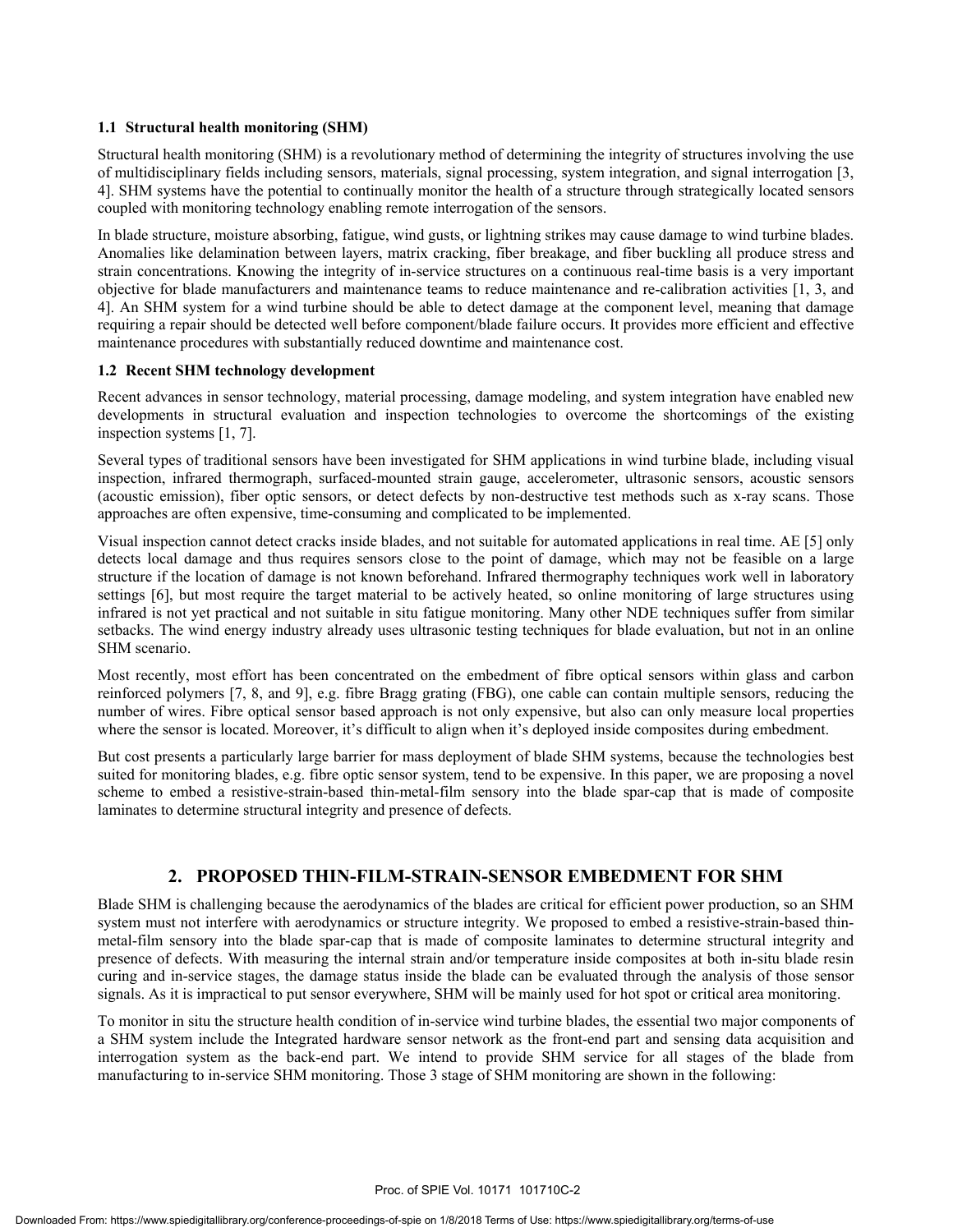### 1.1 Structural health monitoring (SHM)

Structural health monitoring (SHM) is a revolutionary method of determining the integrity of structures involving the use of multidisciplinary fields including sensors, materials, signal processing, system integration, and signal interrogation [3, 4]. SHM systems have the potential to continually monitor the health of a structure through strategically located sensors coupled with monitoring technology enabling remote interrogation of the sensors.

In blade structure, moisture absorbing, fatigue, wind gusts, or lightning strikes may cause damage to wind turbine blades. Anomalies like delamination between layers, matrix cracking, fiber breakage, and fiber buckling all produce stress and strain concentrations. Knowing the integrity of in-service structures on a continuous real-time basis is a very important objective for blade manufacturers and maintenance teams to reduce maintenance and re-calibration activities [1, 3, and 4]. An SHM system for a wind turbine should be able to detect damage at the component level, meaning that damage requiring a repair should be detected well before component/blade failure occurs. It provides more efficient and effective maintenance procedures with substantially reduced downtime and maintenance cost.

### 1.2 Recent SHM technology development

Recent advances in sensor technology, material processing, damage modeling, and system integration have enabled new developments in structural evaluation and inspection technologies to overcome the shortcomings of the existing inspection systems [1, 7].

Several types of traditional sensors have been investigated for SHM applications in wind turbine blade, including visual inspection, infrared thermograph, surfaced-mounted strain gauge, accelerometer, ultrasonic sensors, acoustic sensors (acoustic emission), fiber optic sensors, or detect defects by non-destructive test methods such as x-ray scans. Those approaches are often expensive, time-consuming and complicated to be implemented.

Visual inspection cannot detect cracks inside blades, and not suitable for automated applications in real time. AE [5] only detects local damage and thus requires sensors close to the point of damage, which may not be feasible on a large structure if the location of damage is not known beforehand. Infrared thermography techniques work well in laboratory settings [6], but most require the target material to be actively heated, so online monitoring of large structures using infrared is not yet practical and not suitable in situ fatigue monitoring. Many other NDE techniques suffer from similar setbacks. The wind energy industry already uses ultrasonic testing techniques for blade evaluation, but not in an online SHM scenario.

Most recently, most effort has been concentrated on the embedment of fibre optical sensors within glass and carbon reinforced polymers [7, 8, and 9], e.g. fibre Bragg grating (FBG), one cable can contain multiple sensors, reducing the number of wires. Fibre optical sensor based approach is not only expensive, but also can only measure local properties where the sensor is located. Moreover, it's difficult to align when it's deployed inside composites during embedment.

But cost presents a particularly large barrier for mass deployment of blade SHM systems, because the technologies best suited for monitoring blades, e.g. fibre optic sensor system, tend to be expensive. In this paper, we are proposing a novel scheme to embed a resistive-strain-based thin-metal-film sensory into the blade spar-cap that is made of composite laminates to determine structural integrity and presence of defects.

## 2. PROPOSED THIN-FILM-STRAIN-SENSOR EMBEDMENT FOR SHM

Blade SHM is challenging because the aerodynamics of the blades are critical for efficient power production, so an SHM system must not interfere with aerodynamics or structure integrity. We proposed to embed a resistive-strain-based thin-metal-film sensory into the blade spar-cap that is made of composite laminates to determine structural integrity and presence of defects. With measuring the internal strain and/or temperature inside composites at both in-situ blade resin curing and in-service stages, the damage status inside the blade can be evaluated through the analysis of those sensor signals. As it is impractical to put sensor everywhere, SHM will be mainly used for hot spot or critical area monitoring.

To monitor in situ the structure health condition of in-service wind turbine blades, the essential two major components of a SHM system include the Integrated hardware sensor network as the front-end part and sensing data acquisition and interrogation system as the back-end part. We intend to provide SHM service for all stages of the blade from manufacturing to in-service SHM monitoring. Those 3 stage of SHM monitoring are shown in the following: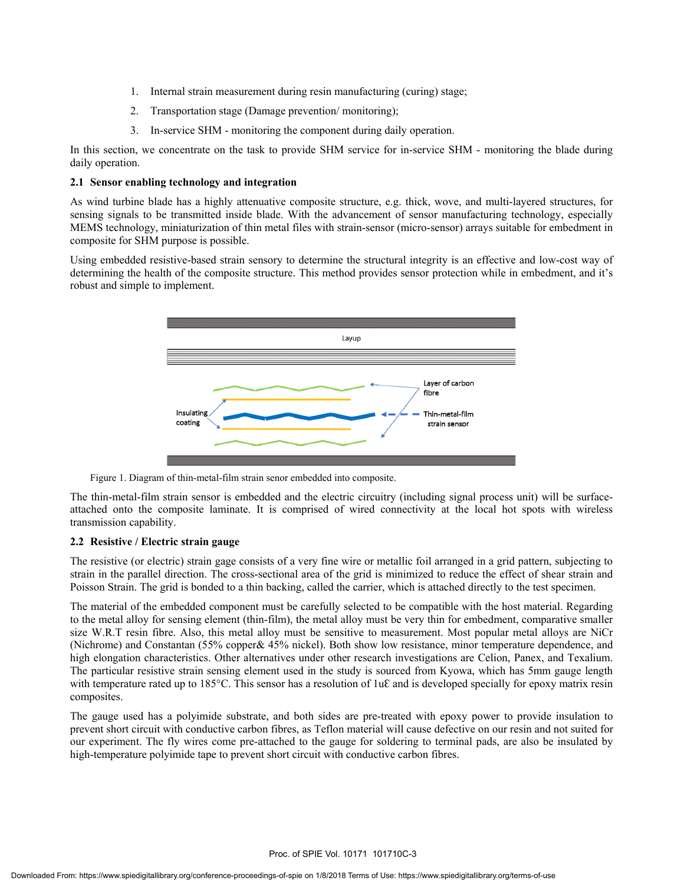1. Internal strain measurement during resin manufacturing (curing) stage;
2. Transportation stage (Damage prevention/ monitoring);
3. In-service SHM - monitoring the component during daily operation.

In this section, we concentrate on the task to provide SHM service for in-service SHM - monitoring the blade during daily operation.

### 2.1 Sensor enabling technology and integration

As wind turbine blade has a highly attenuative composite structure, e.g. thick, wove, and multi-layered structures, for sensing signals to be transmitted inside blade. With the advancement of sensor manufacturing technology, especially MEMS technology, miniaturization of thin metal files with strain-sensor (micro-sensor) arrays suitable for embedment in composite for SHM purpose is possible.

Using embedded resistive-based strain sensory to determine the structural integrity is an effective and low-cost way of determining the health of the composite structure. This method provides sensor protection while in embedment, and it's robust and simple to implement.

Figure 1. Diagram of thin-metal-film strain senor embedded into composite.

The thin-metal-film strain sensor is embedded and the electric circuitry (including signal process unit) will be surface-attached onto the composite laminate. It is comprised of wired connectivity at the local hot spots with wireless transmission capability.

### 2.2 Resistive / Electric strain gauge

The resistive (or electric) strain gage consists of a very fine wire or metallic foil arranged in a grid pattern, subjecting to strain in the parallel direction. The cross-sectional area of the grid is minimized to reduce the effect of shear strain and Poisson Strain. The grid is bonded to a thin backing, called the carrier, which is attached directly to the test specimen.

The material of the embedded component must be carefully selected to be compatible with the host material. Regarding to the metal alloy for sensing element (thin-film), the metal alloy must be very thin for embedment, comparative smaller size W.R.T resin fibre. Also, this metal alloy must be sensitive to measurement. Most popular metal alloys are NiCr (Nichrome) and Constantan (55% copper& 45% nickel). Both show low resistance, minor temperature dependence, and high elongation characteristics. Other alternatives under other research investigations are Celion, Panex, and Texalium. The particular resistive strain sensing element used in the study is sourced from Kyowa, which has 5mm gauge length with temperature rated up to 185°C. This sensor has a resolution of 1uƐ and is developed specially for epoxy matrix resin composites.

The gauge used has a polyimide substrate, and both sides are pre-treated with epoxy power to provide insulation to prevent short circuit with conductive carbon fibres, as Teflon material will cause defective on our resin and not suited for our experiment. The fly wires come pre-attached to the gauge for soldering to terminal pads, are also be insulated by high-temperature polyimide tape to prevent short circuit with conductive carbon fibres.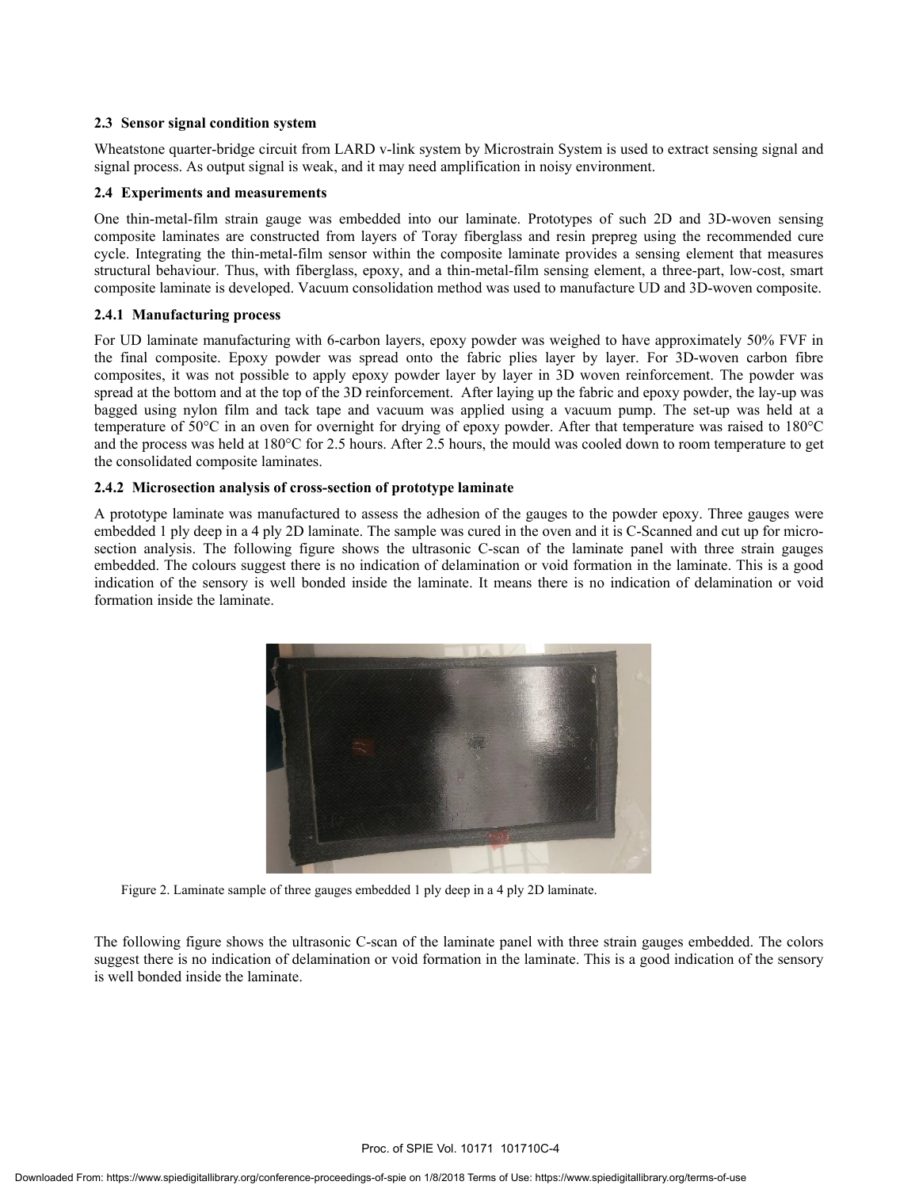### 2.3 Sensor signal condition system

Wheatstone quarter-bridge circuit from LARD v-link system by Microstrain System is used to extract sensing signal and signal process. As output signal is weak, and it may need amplification in noisy environment.

### 2.4 Experiments and measurements

One thin-metal-film strain gauge was embedded into our laminate. Prototypes of such 2D and 3D-woven sensing composite laminates are constructed from layers of Toray fiberglass and resin prepreg using the recommended cure cycle. Integrating the thin-metal-film sensor within the composite laminate provides a sensing element that measures structural behaviour. Thus, with fiberglass, epoxy, and a thin-metal-film sensing element, a three-part, low-cost, smart composite laminate is developed. Vacuum consolidation method was used to manufacture UD and 3D-woven composite.

#### 2.4.1 Manufacturing process

For UD laminate manufacturing with 6-carbon layers, epoxy powder was weighed to have approximately 50% FVF in the final composite. Epoxy powder was spread onto the fabric plies layer by layer. For 3D-woven carbon fibre composites, it was not possible to apply epoxy powder layer by layer in 3D woven reinforcement. The powder was spread at the bottom and at the top of the 3D reinforcement. After laying up the fabric and epoxy powder, the lay-up was bagged using nylon film and tack tape and vacuum was applied using a vacuum pump. The set-up was held at a temperature of 50°C in an oven for overnight for drying of epoxy powder. After that temperature was raised to 180°C and the process was held at 180°C for 2.5 hours. After 2.5 hours, the mould was cooled down to room temperature to get the consolidated composite laminates.

#### 2.4.2 Microsection analysis of cross-section of prototype laminate

A prototype laminate was manufactured to assess the adhesion of the gauges to the powder epoxy. Three gauges were embedded 1 ply deep in a 4 ply 2D laminate. The sample was cured in the oven and it is C-Scanned and cut up for micro-section analysis. The following figure shows the ultrasonic C-scan of the laminate panel with three strain gauges embedded. The colours suggest there is no indication of delamination or void formation in the laminate. This is a good indication of the sensory is well bonded inside the laminate. It means there is no indication of delamination or void formation inside the laminate.

Figure 2. Laminate sample of three gauges embedded 1 ply deep in a 4 ply 2D laminate.

The following figure shows the ultrasonic C-scan of the laminate panel with three strain gauges embedded. The colors suggest there is no indication of delamination or void formation in the laminate. This is a good indication of the sensory is well bonded inside the laminate.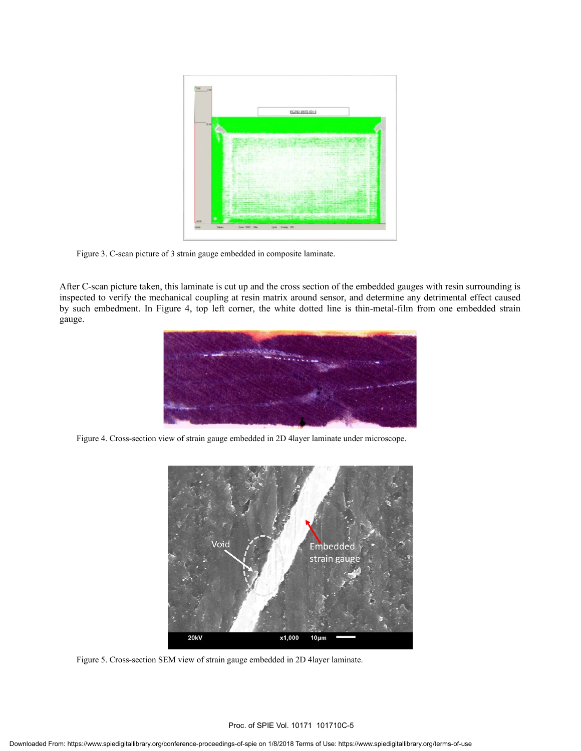Figure 3. C-scan picture of 3 strain gauge embedded in composite laminate.

After C-scan picture taken, this laminate is cut up and the cross section of the embedded gauges with resin surrounding is inspected to verify the mechanical coupling at resin matrix around sensor, and determine any detrimental effect caused by such embedment. In Figure 4, top left corner, the white dotted line is thin-metal-film from one embedded strain gauge.

Figure 4. Cross-section view of strain gauge embedded in 2D 4layer laminate under microscope.

Figure 5. Cross-section SEM view of strain gauge embedded in 2D 4layer laminate.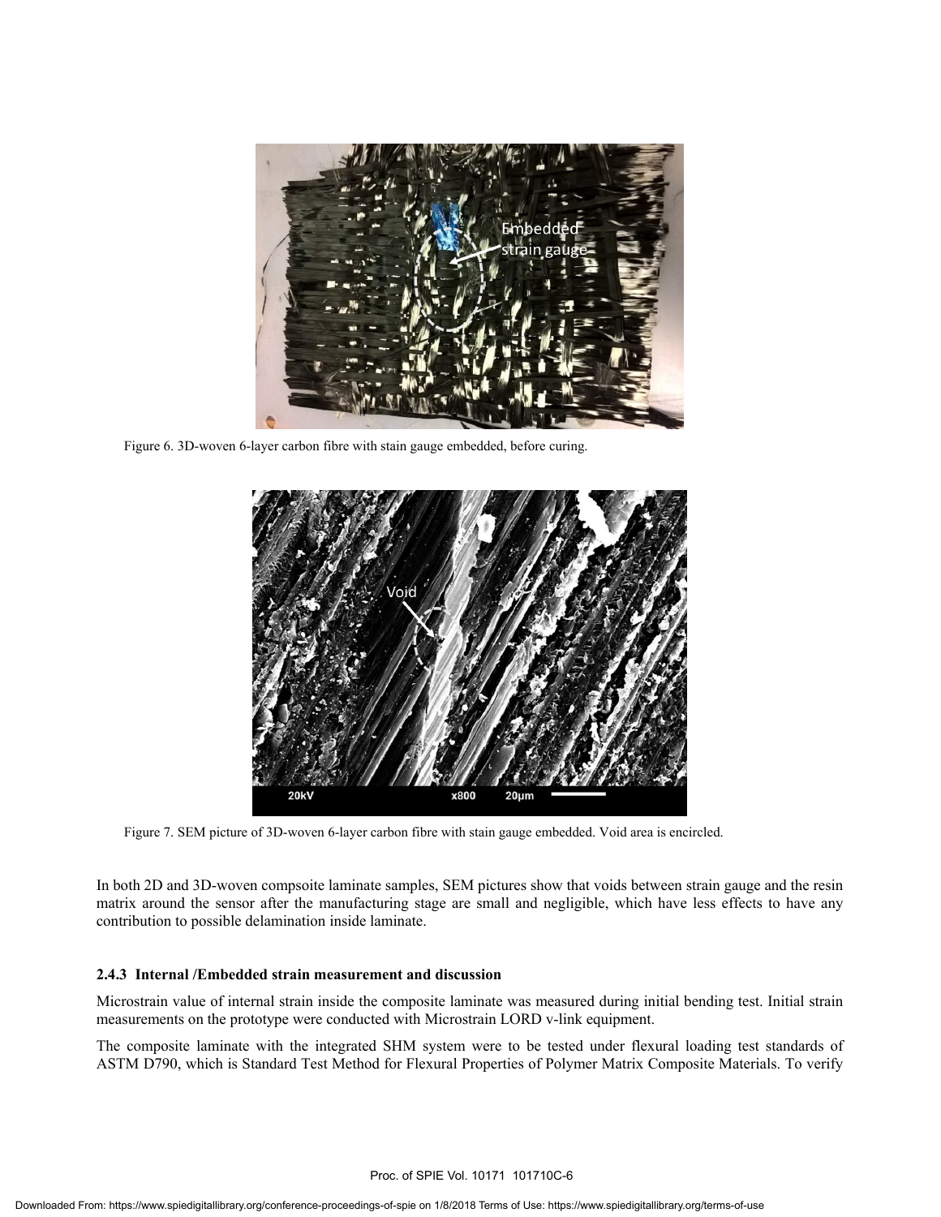Figure 6. 3D-woven 6-layer carbon fibre with stain gauge embedded, before curing.

Figure 7. SEM picture of 3D-woven 6-layer carbon fibre with stain gauge embedded. Void area is encircled.

In both 2D and 3D-woven compsoite laminate samples, SEM pictures show that voids between strain gauge and the resin matrix around the sensor after the manufacturing stage are small and negligible, which have less effects to have any contribution to possible delamination inside laminate.

#### 2.4.3 Internal /Embedded strain measurement and discussion

Microstrain value of internal strain inside the composite laminate was measured during initial bending test. Initial strain measurements on the prototype were conducted with Microstrain LORD v-link equipment.

The composite laminate with the integrated SHM system were to be tested under flexural loading test standards of ASTM D790, which is Standard Test Method for Flexural Properties of Polymer Matrix Composite Materials. To verify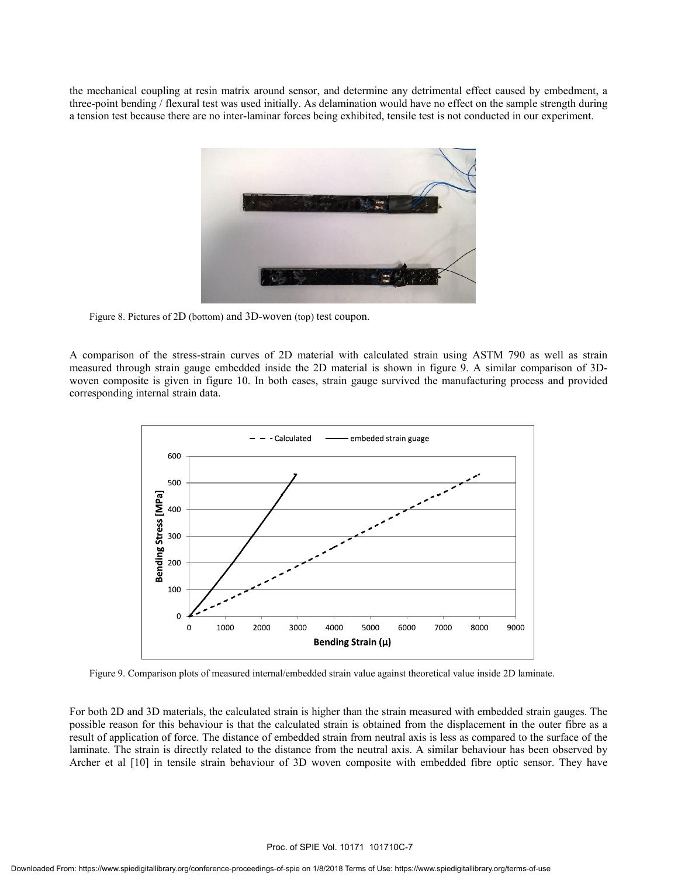the mechanical coupling at resin matrix around sensor, and determine any detrimental effect caused by embedment, a three-point bending / flexural test was used initially. As delamination would have no effect on the sample strength during a tension test because there are no inter-laminar forces being exhibited, tensile test is not conducted in our experiment.

Figure 8. Pictures of 2D (bottom) and 3D-woven (top) test coupon.

A comparison of the stress-strain curves of 2D material with calculated strain using ASTM 790 as well as strain measured through strain gauge embedded inside the 2D material is shown in figure 9. A similar comparison of 3D-woven composite is given in figure 10. In both cases, strain gauge survived the manufacturing process and provided corresponding internal strain data.

Figure 9. Comparison plots of measured internal/embedded strain value against theoretical value inside 2D laminate.

For both 2D and 3D materials, the calculated strain is higher than the strain measured with embedded strain gauges. The possible reason for this behaviour is that the calculated strain is obtained from the displacement in the outer fibre as a result of application of force. The distance of embedded strain from neutral axis is less as compared to the surface of the laminate. The strain is directly related to the distance from the neutral axis. A similar behaviour has been observed by Archer et al [10] in tensile strain behaviour of 3D woven composite with embedded fibre optic sensor. They have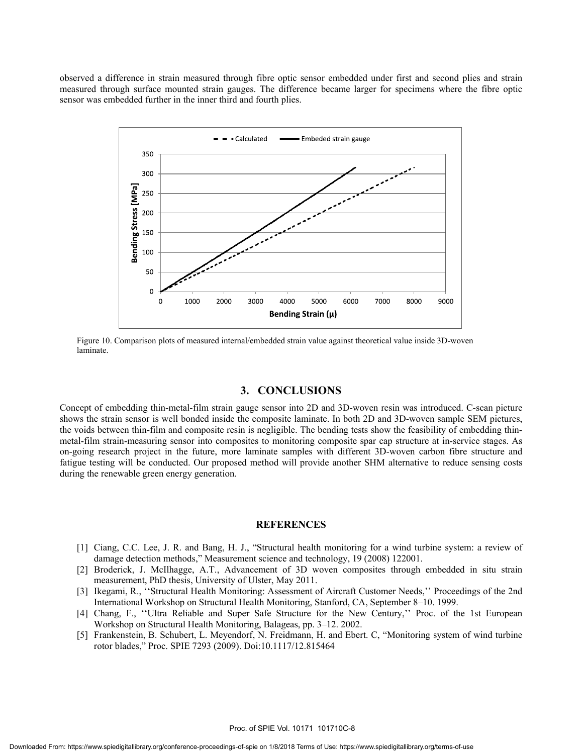observed a difference in strain measured through fibre optic sensor embedded under first and second plies and strain measured through surface mounted strain gauges. The difference became larger for specimens where the fibre optic sensor was embedded further in the inner third and fourth plies.

Figure 10. Comparison plots of measured internal/embedded strain value against theoretical value inside 3D-woven laminate.

## 3. CONCLUSIONS

Concept of embedding thin-metal-film strain gauge sensor into 2D and 3D-woven resin was introduced. C-scan picture shows the strain sensor is well bonded inside the composite laminate. In both 2D and 3D-woven sample SEM pictures, the voids between thin-film and composite resin is negligible. The bending tests show the feasibility of embedding thin-metal-film strain-measuring sensor into composites to monitoring composite spar cap structure at in-service stages. As on-going research project in the future, more laminate samples with different 3D-woven carbon fibre structure and fatigue testing will be conducted. Our proposed method will provide another SHM alternative to reduce sensing costs during the renewable green energy generation.

## REFERENCES

[1] Ciang, C.C. Lee, J. R. and Bang, H. J., "Structural health monitoring for a wind turbine system: a review of damage detection methods," Measurement science and technology, 19 (2008) 122001.

[2] Broderick, J. McIlhagge, A.T., Advancement of 3D woven composites through embedded in situ strain measurement, PhD thesis, University of Ulster, May 2011.

[3] Ikegami, R., ''Structural Health Monitoring: Assessment of Aircraft Customer Needs,'' Proceedings of the 2nd International Workshop on Structural Health Monitoring, Stanford, CA, September 8–10. 1999.

[4] Chang, F., ''Ultra Reliable and Super Safe Structure for the New Century,'' Proc. of the 1st European Workshop on Structural Health Monitoring, Balageas, pp. 3–12. 2002.

[5] Frankenstein, B. Schubert, L. Meyendorf, N. Freidmann, H. and Ebert. C, "Monitoring system of wind turbine rotor blades," Proc. SPIE 7293 (2009). Doi:10.1117/12.815464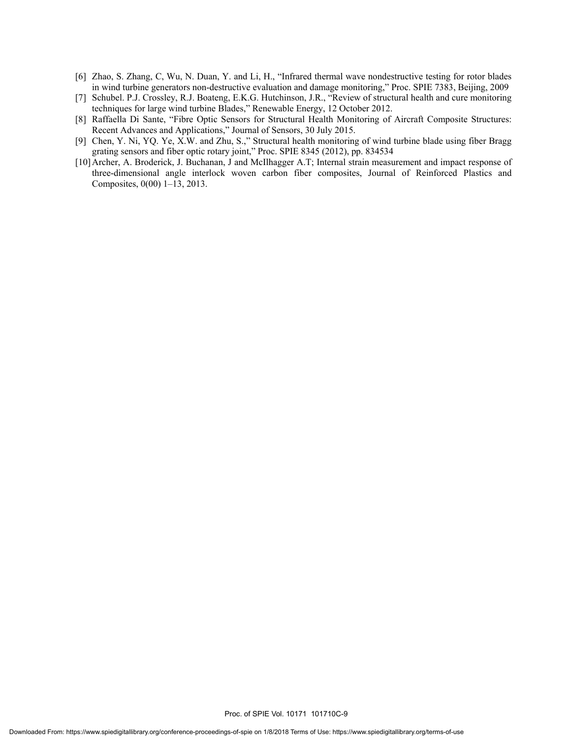[6] Zhao, S. Zhang, C, Wu, N. Duan, Y. and Li, H., “Infrared thermal wave nondestructive testing for rotor blades in wind turbine generators non-destructive evaluation and damage monitoring,” Proc. SPIE 7383, Beijing, 2009

[7] Schubel. P.J. Crossley, R.J. Boateng, E.K.G. Hutchinson, J.R., “Review of structural health and cure monitoring techniques for large wind turbine Blades,” Renewable Energy, 12 October 2012.

[8] Raffaella Di Sante, “Fibre Optic Sensors for Structural Health Monitoring of Aircraft Composite Structures: Recent Advances and Applications,” Journal of Sensors, 30 July 2015.

[9] Chen, Y. Ni, YQ. Ye, X.W. and Zhu, S.,” Structural health monitoring of wind turbine blade using fiber Bragg grating sensors and fiber optic rotary joint,” Proc. SPIE 8345 (2012), pp. 834534

[10] Archer, A. Broderick, J. Buchanan, J and McIlhagger A.T; Internal strain measurement and impact response of three-dimensional angle interlock woven carbon fiber composites, Journal of Reinforced Plastics and Composites, 0(00) 1–13, 2013.